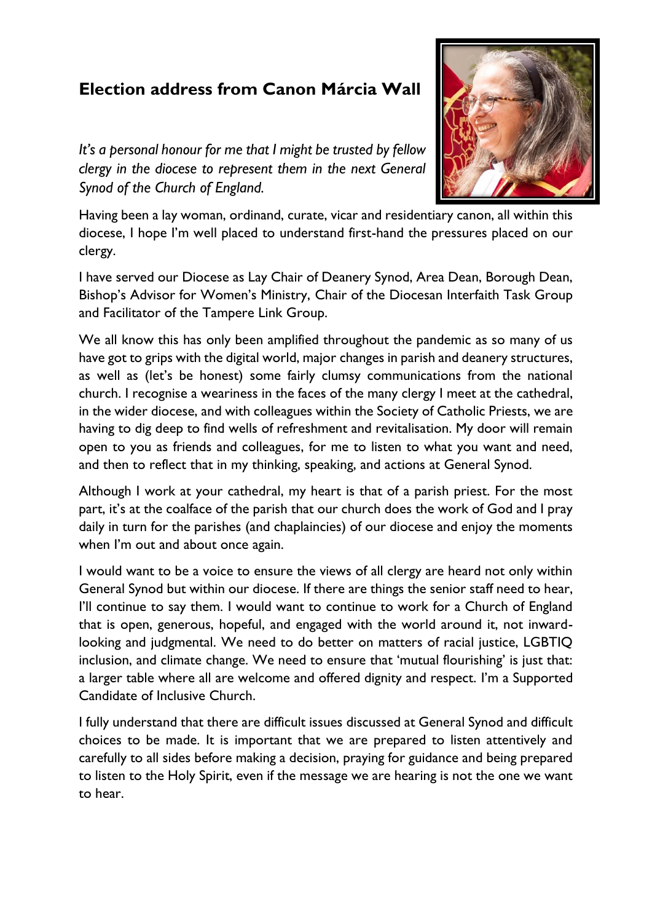# Election address from Canon Márcia Wall

*It's a personal honour for me that I might be trusted by fellow clergy in the diocese to represent them in the next General Synod of the Church of England.*

Having been a lay woman, ordinand, curate, vicar and residentiary canon, all within this diocese, I hope I'm well placed to understand first-hand the pressures placed on our clergy.

I have served our Diocese as Lay Chair of Deanery Synod, Area Dean, Borough Dean, Bishop's Advisor for Women's Ministry, Chair of the Diocesan Interfaith Task Group and Facilitator of the Tampere Link Group.

We all know this has only been amplified throughout the pandemic as so many of us have got to grips with the digital world, major changes in parish and deanery structures, as well as (let's be honest) some fairly clumsy communications from the national church. I recognise a weariness in the faces of the many clergy I meet at the cathedral, in the wider diocese, and with colleagues within the Society of Catholic Priests, we are having to dig deep to find wells of refreshment and revitalisation. My door will remain open to you as friends and colleagues, for me to listen to what you want and need, and then to reflect that in my thinking, speaking, and actions at General Synod.

Although I work at your cathedral, my heart is that of a parish priest. For the most part, it's at the coalface of the parish that our church does the work of God and I pray daily in turn for the parishes (and chaplaincies) of our diocese and enjoy the moments when I'm out and about once again.

I would want to be a voice to ensure the views of all clergy are heard not only within General Synod but within our diocese. If there are things the senior staff need to hear, I'll continue to say them. I would want to continue to work for a Church of England that is open, generous, hopeful, and engaged with the world around it, not inward-looking and judgmental. We need to do better on matters of racial justice, LGBTIQ inclusion, and climate change. We need to ensure that 'mutual flourishing' is just that: a larger table where all are welcome and offered dignity and respect. I'm a Supported Candidate of Inclusive Church.

I fully understand that there are difficult issues discussed at General Synod and difficult choices to be made. It is important that we are prepared to listen attentively and carefully to all sides before making a decision, praying for guidance and being prepared to listen to the Holy Spirit, even if the message we are hearing is not the one we want to hear.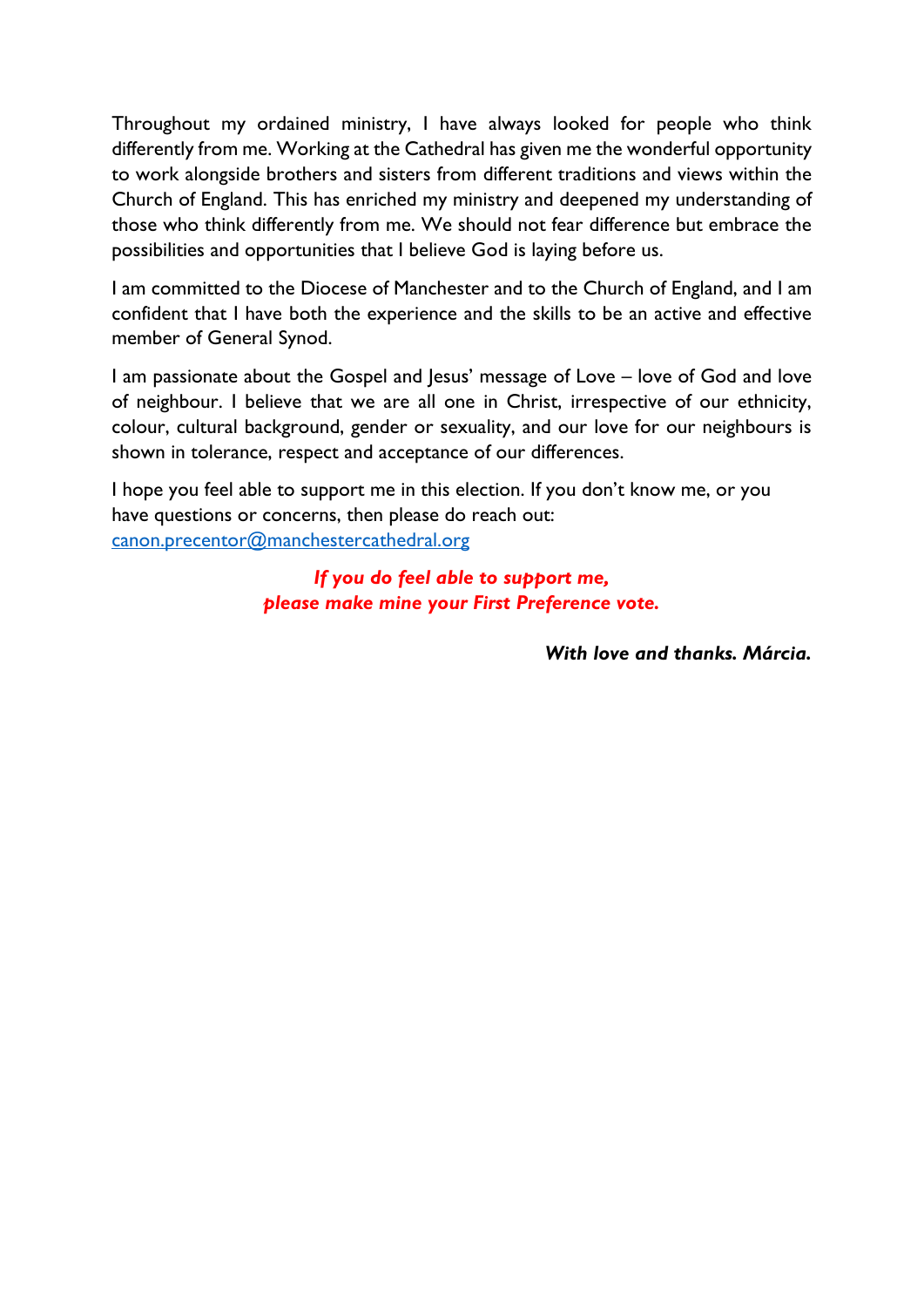Throughout my ordained ministry, I have always looked for people who think differently from me. Working at the Cathedral has given me the wonderful opportunity to work alongside brothers and sisters from different traditions and views within the Church of England. This has enriched my ministry and deepened my understanding of those who think differently from me. We should not fear difference but embrace the possibilities and opportunities that I believe God is laying before us.

I am committed to the Diocese of Manchester and to the Church of England, and I am confident that I have both the experience and the skills to be an active and effective member of General Synod.

I am passionate about the Gospel and Jesus' message of Love – love of God and love of neighbour. I believe that we are all one in Christ, irrespective of our ethnicity, colour, cultural background, gender or sexuality, and our love for our neighbours is shown in tolerance, respect and acceptance of our differences.

I hope you feel able to support me in this election. If you don't know me, or you have questions or concerns, then please do reach out: [canon.precentor@manchestercathedral.org](mailto:canon.precentor@manchestercathedral.org)

***If you do feel able to support me,***
***please make mine your First Preference vote.***

***With love and thanks. Márcia.***